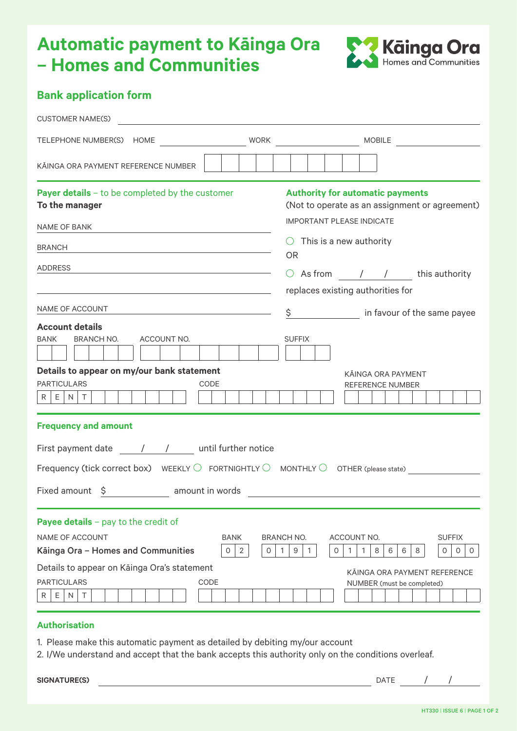# Automatic payment to Kāinga Ora – Homes and Communities

Kāinga Ora
Homes and Communities

## Bank application form

CUSTOMER NAME(S) ____________________

TELEPHONE NUMBER(S) HOME ____________ WORK ____________ MOBILE ____________

KĀINGA ORA PAYMENT REFERENCE NUMBER | | | | | | | | | | |

### Payer details – to be completed by the customer

**To the manager**

NAME OF BANK ____________________

BRANCH ____________________

ADDRESS ____________________

____________________

NAME OF ACCOUNT ____________________

**Account details**

| BANK | BRANCH NO. | ACCOUNT NO. | SUFFIX |
|---|---|---|---|
| | | | |

**Details to appear on my/our bank statement**

| PARTICULARS | CODE | KĀINGA ORA PAYMENT REFERENCE NUMBER |
|---|---|---|
| R E N T | | |

### Authority for automatic payments

(Not to operate as an assignment or agreement)

IMPORTANT PLEASE INDICATE

○ This is a new authority

OR

○ As from ___ / ___ / ___ this authority replaces existing authorities for $ ________ in favour of the same payee

### Frequency and amount

First payment date ___ / ___ / ___ until further notice

Frequency (tick correct box) WEEKLY ○ FORTNIGHTLY ○ MONTHLY ○ OTHER (please state) ____________

Fixed amount $ ________ amount in words ____________________

### Payee details – pay to the credit of

| NAME OF ACCOUNT | BANK | BRANCH NO. | ACCOUNT NO. | SUFFIX |
|---|---|---|---|---|
| **Kāinga Ora – Homes and Communities** | 0 2 | 0 1 9 1 | 0 1 1 8 6 6 8 | 0 0 0 |

Details to appear on Kāinga Ora's statement

| PARTICULARS | CODE | KĀINGA ORA PAYMENT REFERENCE NUMBER (must be completed) |
|---|---|---|
| R E N T | | |

### Authorisation

1. Please make this automatic payment as detailed by debiting my/our account
2. I/We understand and accept that the bank accepts this authority only on the conditions overleaf.

**SIGNATURE(S)** ____________________ DATE ___ / ___ / ___

HT330 | ISSUE 6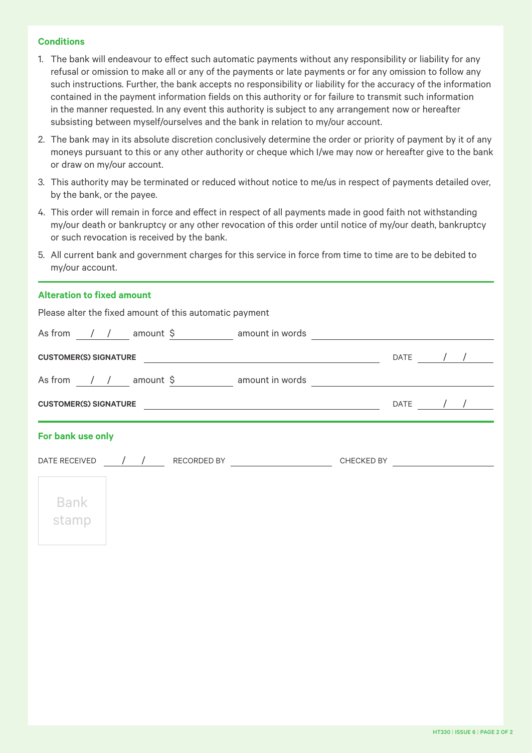## Conditions

1. The bank will endeavour to effect such automatic payments without any responsibility or liability for any refusal or omission to make all or any of the payments or late payments or for any omission to follow any such instructions. Further, the bank accepts no responsibility or liability for the accuracy of the information contained in the payment information fields on this authority or for failure to transmit such information in the manner requested. In any event this authority is subject to any arrangement now or hereafter subsisting between myself/ourselves and the bank in relation to my/our account.
2. The bank may in its absolute discretion conclusively determine the order or priority of payment by it of any moneys pursuant to this or any other authority or cheque which I/we may now or hereafter give to the bank or draw on my/our account.
3. This authority may be terminated or reduced without notice to me/us in respect of payments detailed over, by the bank, or the payee.
4. This order will remain in force and effect in respect of all payments made in good faith not withstanding my/our death or bankruptcy or any other revocation of this order until notice of my/our death, bankruptcy or such revocation is received by the bank.
5. All current bank and government charges for this service in force from time to time are to be debited to my/our account.

## Alteration to fixed amount

Please alter the fixed amount of this automatic payment

As from \_\_\_/\_\_\_/\_\_\_ amount $ \_\_\_\_\_\_\_\_\_\_ amount in words \_\_\_\_\_\_\_\_\_\_\_\_\_\_\_\_\_\_\_\_

**CUSTOMER(S) SIGNATURE** \_\_\_\_\_\_\_\_\_\_\_\_\_\_\_\_\_\_\_\_\_\_\_\_\_\_\_\_ DATE \_\_\_/\_\_\_/\_\_\_

As from \_\_\_/\_\_\_/\_\_\_ amount $ \_\_\_\_\_\_\_\_\_\_ amount in words \_\_\_\_\_\_\_\_\_\_\_\_\_\_\_\_\_\_\_\_

**CUSTOMER(S) SIGNATURE** \_\_\_\_\_\_\_\_\_\_\_\_\_\_\_\_\_\_\_\_\_\_\_\_\_\_\_\_ DATE \_\_\_/\_\_\_/\_\_\_

## For bank use only

DATE RECEIVED \_\_\_/\_\_\_/\_\_\_ RECORDED BY \_\_\_\_\_\_\_\_\_\_\_\_\_\_\_\_ CHECKED BY \_\_\_\_\_\_\_\_\_\_\_\_\_\_\_\_

Bank stamp

HT330 | ISSUE 6